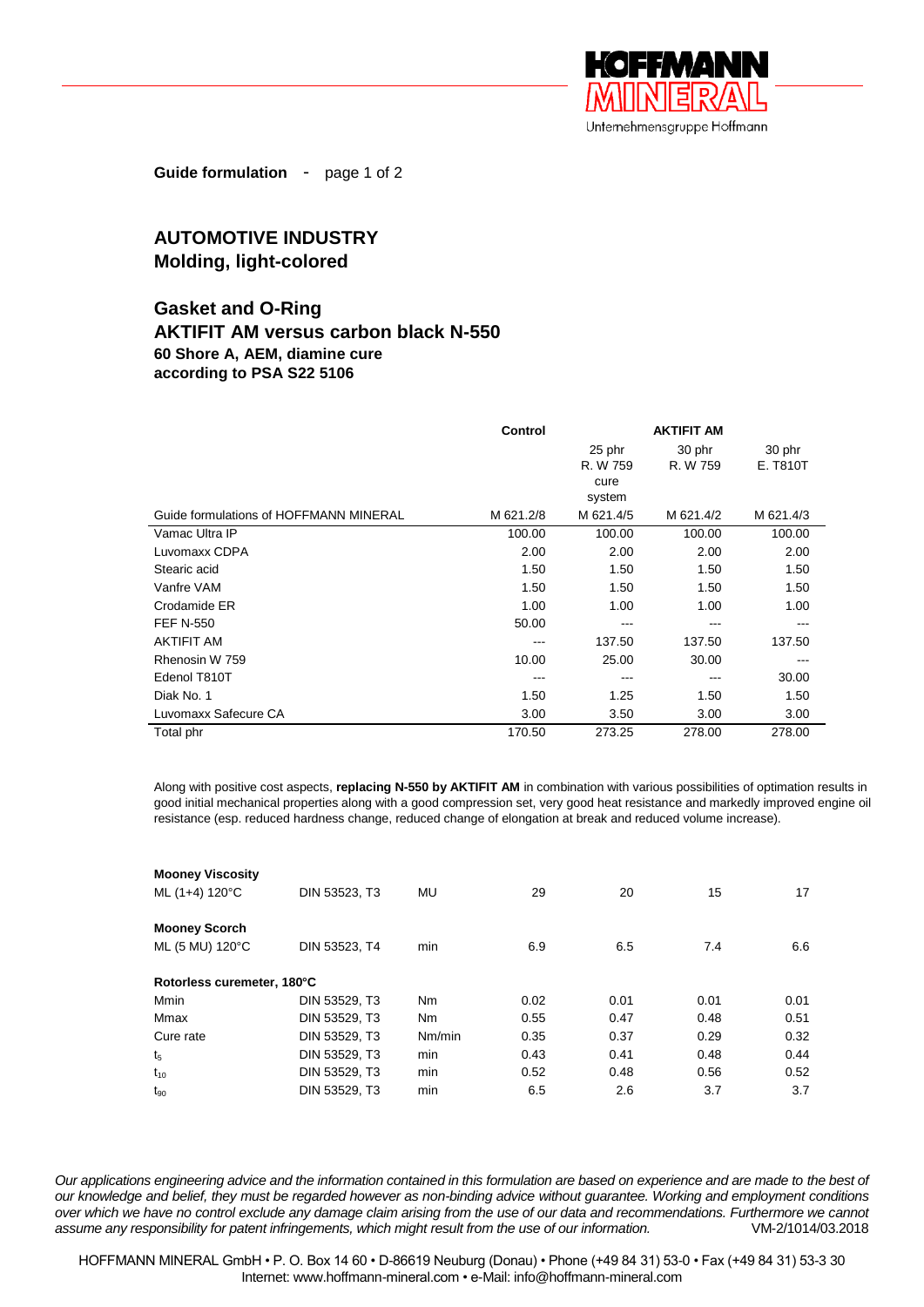**Guide formulation** - page 1 of 2

## AUTOMOTIVE INDUSTRY
## Molding, light-colored

## Gasket and O-Ring
## AKTIFIT AM versus carbon black N-550
### 60 Shore A, AEM, diamine cure
### according to PSA S22 5106

| | Control | AKTIFIT AM | | |
|---|---|---|---|---|
| | | 25 phr R. W 759 cure system | 30 phr R. W 759 | 30 phr E. T810T |
| Guide formulations of HOFFMANN MINERAL | M 621.2/8 | M 621.4/5 | M 621.4/2 | M 621.4/3 |
| Vamac Ultra IP | 100.00 | 100.00 | 100.00 | 100.00 |
| Luvomaxx CDPA | 2.00 | 2.00 | 2.00 | 2.00 |
| Stearic acid | 1.50 | 1.50 | 1.50 | 1.50 |
| Vanfre VAM | 1.50 | 1.50 | 1.50 | 1.50 |
| Crodamide ER | 1.00 | 1.00 | 1.00 | 1.00 |
| FEF N-550 | 50.00 | --- | --- | --- |
| AKTIFIT AM | --- | 137.50 | 137.50 | 137.50 |
| Rhenosin W 759 | 10.00 | 25.00 | 30.00 | --- |
| Edenol T810T | --- | --- | --- | 30.00 |
| Diak No. 1 | 1.50 | 1.25 | 1.50 | 1.50 |
| Luvomaxx Safecure CA | 3.00 | 3.50 | 3.00 | 3.00 |
| Total phr | 170.50 | 273.25 | 278.00 | 278.00 |

Along with positive cost aspects, **replacing N-550 by AKTIFIT AM** in combination with various possibilities of optimation results in good initial mechanical properties along with a good compression set, very good heat resistance and markedly improved engine oil resistance (esp. reduced hardness change, reduced change of elongation at break and reduced volume increase).

| | | | | | | |
|---|---|---|---|---|---|---|
| **Mooney Viscosity** | | | | | | |
| ML (1+4) 120°C | DIN 53523, T3 | MU | 29 | 20 | 15 | 17 |
| **Mooney Scorch** | | | | | | |
| ML (5 MU) 120°C | DIN 53523, T4 | min | 6.9 | 6.5 | 7.4 | 6.6 |
| **Rotorless curemeter, 180°C** | | | | | | |
| Mmin | DIN 53529, T3 | Nm | 0.02 | 0.01 | 0.01 | 0.01 |
| Mmax | DIN 53529, T3 | Nm | 0.55 | 0.47 | 0.48 | 0.51 |
| Cure rate | DIN 53529, T3 | Nm/min | 0.35 | 0.37 | 0.29 | 0.32 |
| $t_5$ | DIN 53529, T3 | min | 0.43 | 0.41 | 0.48 | 0.44 |
| $t_{10}$ | DIN 53529, T3 | min | 0.52 | 0.48 | 0.56 | 0.52 |
| $t_{90}$ | DIN 53529, T3 | min | 6.5 | 2.6 | 3.7 | 3.7 |

*Our applications engineering advice and the information contained in this formulation are based on experience and are made to the best of our knowledge and belief, they must be regarded however as non-binding advice without guarantee. Working and employment conditions over which we have no control exclude any damage claim arising from the use of our data and recommendations. Furthermore we cannot assume any responsibility for patent infringements, which might result from the use of our information.* VM-2/1014/03.2018

HOFFMANN MINERAL GmbH • P. O. Box 14 60 • D-86619 Neuburg (Donau) • Phone (+49 84 31) 53-0 • Fax (+49 84 31) 53-3 30
Internet: www.hoffmann-mineral.com • e-Mail: info@hoffmann-mineral.com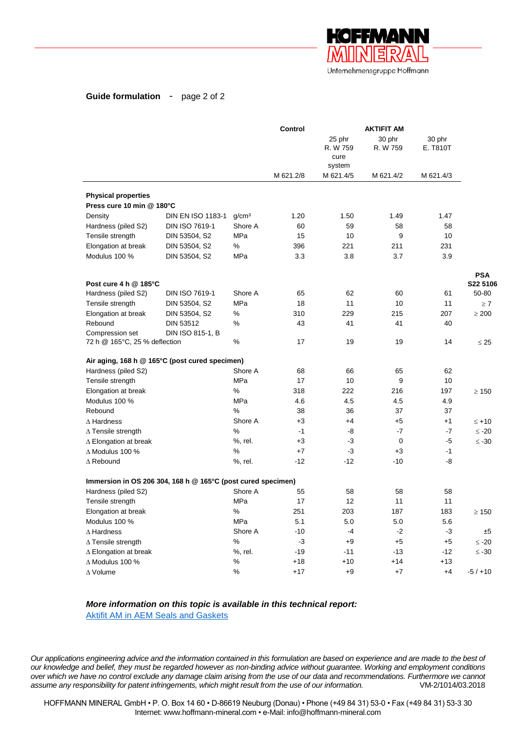**Guide formulation** - page 2 of 2

| | | | Control | AKTIFIT AM | | | |
|---|---|---|---|---|---|---|---|
| | | | | 25 phr R. W 759 cure system | 30 phr R. W 759 | 30 phr E. T810T | |
| | | | M 621.2/8 | M 621.4/5 | M 621.4/2 | M 621.4/3 | |
| **Physical properties** | | | | | | | |
| **Press cure 10 min @ 180°C** | | | | | | | |
| Density | DIN EN ISO 1183-1 | g/cm³ | 1.20 | 1.50 | 1.49 | 1.47 | |
| Hardness (piled S2) | DIN ISO 7619-1 | Shore A | 60 | 59 | 58 | 58 | |
| Tensile strength | DIN 53504, S2 | MPa | 15 | 10 | 9 | 10 | |
| Elongation at break | DIN 53504, S2 | % | 396 | 221 | 211 | 231 | |
| Modulus 100 % | DIN 53504, S2 | MPa | 3.3 | 3.8 | 3.7 | 3.9 | |
| **Post cure 4 h @ 185°C** | | | | | | | **PSA S22 5106** |
| Hardness (piled S2) | DIN ISO 7619-1 | Shore A | 65 | 62 | 60 | 61 | 50-80 |
| Tensile strength | DIN 53504, S2 | MPa | 18 | 11 | 10 | 11 | ≥ 7 |
| Elongation at break | DIN 53504, S2 | % | 310 | 229 | 215 | 207 | ≥ 200 |
| Rebound | DIN 53512 | % | 43 | 41 | 41 | 40 | |
| Compression set 72 h @ 165°C, 25 % deflection | DIN ISO 815-1, B | % | 17 | 19 | 19 | 14 | ≤ 25 |
| **Air aging, 168 h @ 165°C (post cured specimen)** | | | | | | | |
| Hardness (piled S2) | | Shore A | 68 | 66 | 65 | 62 | |
| Tensile strength | | MPa | 17 | 10 | 9 | 10 | |
| Elongation at break | | % | 318 | 222 | 216 | 197 | ≥ 150 |
| Modulus 100 % | | MPa | 4.6 | 4.5 | 4.5 | 4.9 | |
| Rebound | | % | 38 | 36 | 37 | 37 | |
| Δ Hardness | | Shore A | +3 | +4 | +5 | +1 | ≤ +10 |
| Δ Tensile strength | | % | -1 | -8 | -7 | -7 | ≤ -20 |
| Δ Elongation at break | | %, rel. | +3 | -3 | 0 | -5 | ≤ -30 |
| Δ Modulus 100 % | | % | +7 | -3 | +3 | -1 | |
| Δ Rebound | | %, rel. | -12 | -12 | -10 | -8 | |
| **Immersion in OS 206 304, 168 h @ 165°C (post cured specimen)** | | | | | | | |
| Hardness (piled S2) | | Shore A | 55 | 58 | 58 | 58 | |
| Tensile strength | | MPa | 17 | 12 | 11 | 11 | |
| Elongation at break | | % | 251 | 203 | 187 | 183 | ≥ 150 |
| Modulus 100 % | | MPa | 5.1 | 5.0 | 5.0 | 5.6 | |
| Δ Hardness | | Shore A | -10 | -4 | -2 | -3 | ±5 |
| Δ Tensile strength | | % | -3 | +9 | +5 | +5 | ≤ -20 |
| Δ Elongation at break | | %, rel. | -19 | -11 | -13 | -12 | ≤ -30 |
| Δ Modulus 100 % | | % | +18 | +10 | +14 | +13 | |
| Δ Volume | | % | +17 | +9 | +7 | +4 | -5 / +10 |

***More information on this topic is available in this technical report:***

Aktifit AM in AEM Seals and Gaskets

*Our applications engineering advice and the information contained in this formulation are based on experience and are made to the best of our knowledge and belief, they must be regarded however as non-binding advice without guarantee. Working and employment conditions over which we have no control exclude any damage claim arising from the use of our data and recommendations. Furthermore we cannot assume any responsibility for patent infringements, which might result from the use of our information.* VM-2/1014/03.2018

HOFFMANN MINERAL GmbH • P. O. Box 14 60 • D-86619 Neuburg (Donau) • Phone (+49 84 31) 53-0 • Fax (+49 84 31) 53-3 30
Internet: www.hoffmann-mineral.com • e-Mail: info@hoffmann-mineral.com